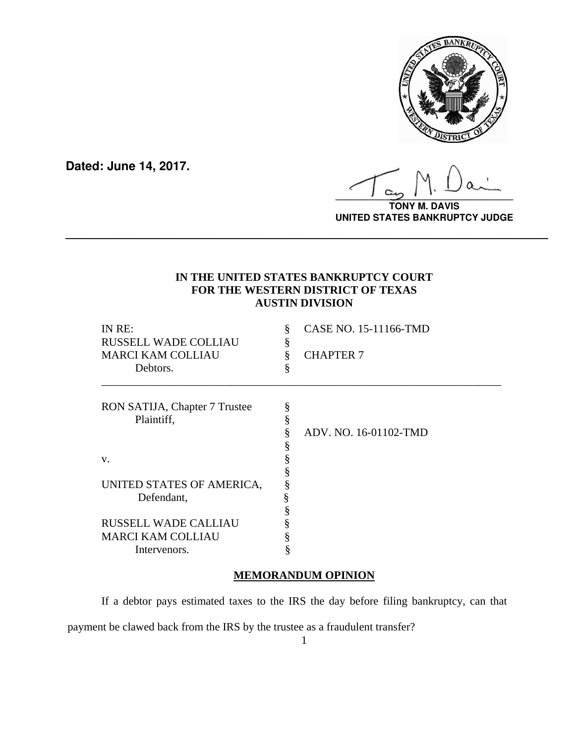**Dated: June 14, 2017.**

**TONY M. DAVIS**
**UNITED STATES BANKRUPTCY JUDGE**

---

**IN THE UNITED STATES BANKRUPTCY COURT**
**FOR THE WESTERN DISTRICT OF TEXAS**
**AUSTIN DIVISION**

| | | |
|---|---|---|
| IN RE: | § | CASE NO. 15-11166-TMD |
| RUSSELL WADE COLLIAU | § | |
| MARCI KAM COLLIAU | § | CHAPTER 7 |
| Debtors. | § | |

| | | |
|---|---|---|
| RON SATIJA, Chapter 7 Trustee | § | |
| Plaintiff, | § | |
| | § | ADV. NO. 16-01102-TMD |
| | § | |
| v. | § | |
| | § | |
| UNITED STATES OF AMERICA, | § | |
| Defendant, | § | |
| | § | |
| RUSSELL WADE CALLIAU | § | |
| MARCI KAM COLLIAU | § | |
| Intervenors. | § | |

**MEMORANDUM OPINION**

If a debtor pays estimated taxes to the IRS the day before filing bankruptcy, can that payment be clawed back from the IRS by the trustee as a fraudulent transfer?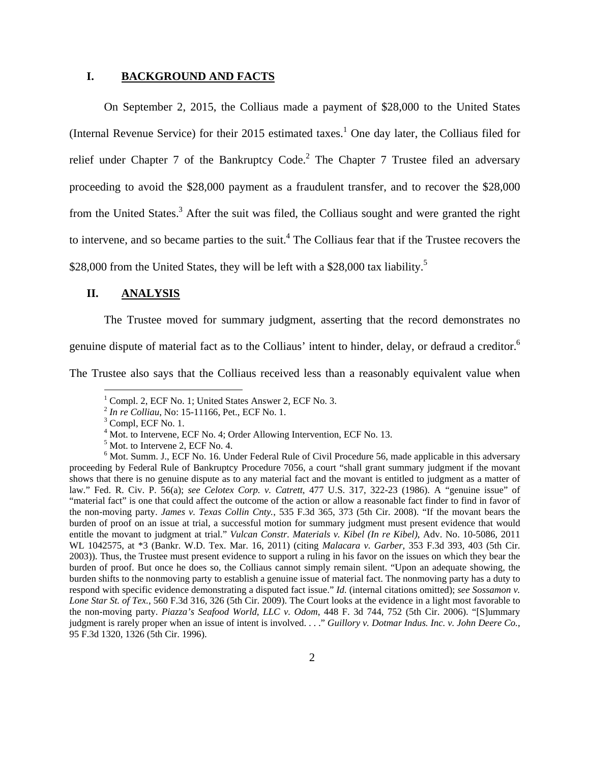## I. BACKGROUND AND FACTS

On September 2, 2015, the Colliaus made a payment of $28,000 to the United States (Internal Revenue Service) for their 2015 estimated taxes.[1] One day later, the Colliaus filed for relief under Chapter 7 of the Bankruptcy Code.[2] The Chapter 7 Trustee filed an adversary proceeding to avoid the $28,000 payment as a fraudulent transfer, and to recover the $28,000 from the United States.[3] After the suit was filed, the Colliaus sought and were granted the right to intervene, and so became parties to the suit.[4] The Colliaus fear that if the Trustee recovers the $28,000 from the United States, they will be left with a $28,000 tax liability.[5]

## II. ANALYSIS

The Trustee moved for summary judgment, asserting that the record demonstrates no genuine dispute of material fact as to the Colliaus' intent to hinder, delay, or defraud a creditor.[6] The Trustee also says that the Colliaus received less than a reasonably equivalent value when

---

[1] Compl. 2, ECF No. 1; United States Answer 2, ECF No. 3.

[2] *In re Colliau*, No: 15-11166, Pet., ECF No. 1.

[3] Compl, ECF No. 1.

[4] Mot. to Intervene, ECF No. 4; Order Allowing Intervention, ECF No. 13.

[5] Mot. to Intervene 2, ECF No. 4.

[6] Mot. Summ. J., ECF No. 16. Under Federal Rule of Civil Procedure 56, made applicable in this adversary proceeding by Federal Rule of Bankruptcy Procedure 7056, a court "shall grant summary judgment if the movant shows that there is no genuine dispute as to any material fact and the movant is entitled to judgment as a matter of law." Fed. R. Civ. P. 56(a); *see Celotex Corp. v. Catrett*, 477 U.S. 317, 322-23 (1986). A "genuine issue" of "material fact" is one that could affect the outcome of the action or allow a reasonable fact finder to find in favor of the non-moving party. *James v. Texas Collin Cnty.*, 535 F.3d 365, 373 (5th Cir. 2008). "If the movant bears the burden of proof on an issue at trial, a successful motion for summary judgment must present evidence that would entitle the movant to judgment at trial." *Vulcan Constr. Materials v. Kibel (In re Kibel)*, Adv. No. 10-5086, 2011 WL 1042575, at \*3 (Bankr. W.D. Tex. Mar. 16, 2011) (citing *Malacara v. Garber*, 353 F.3d 393, 403 (5th Cir. 2003)). Thus, the Trustee must present evidence to support a ruling in his favor on the issues on which they bear the burden of proof. But once he does so, the Colliaus cannot simply remain silent. "Upon an adequate showing, the burden shifts to the nonmoving party to establish a genuine issue of material fact. The nonmoving party has a duty to respond with specific evidence demonstrating a disputed fact issue." *Id.* (internal citations omitted); *see Sossamon v. Lone Star St. of Tex.*, 560 F.3d 316, 326 (5th Cir. 2009). The Court looks at the evidence in a light most favorable to the non-moving party. *Piazza's Seafood World, LLC v. Odom*, 448 F. 3d 744, 752 (5th Cir. 2006). "[S]ummary judgment is rarely proper when an issue of intent is involved. . . ." *Guillory v. Dotmar Indus. Inc. v. John Deere Co.*, 95 F.3d 1320, 1326 (5th Cir. 1996).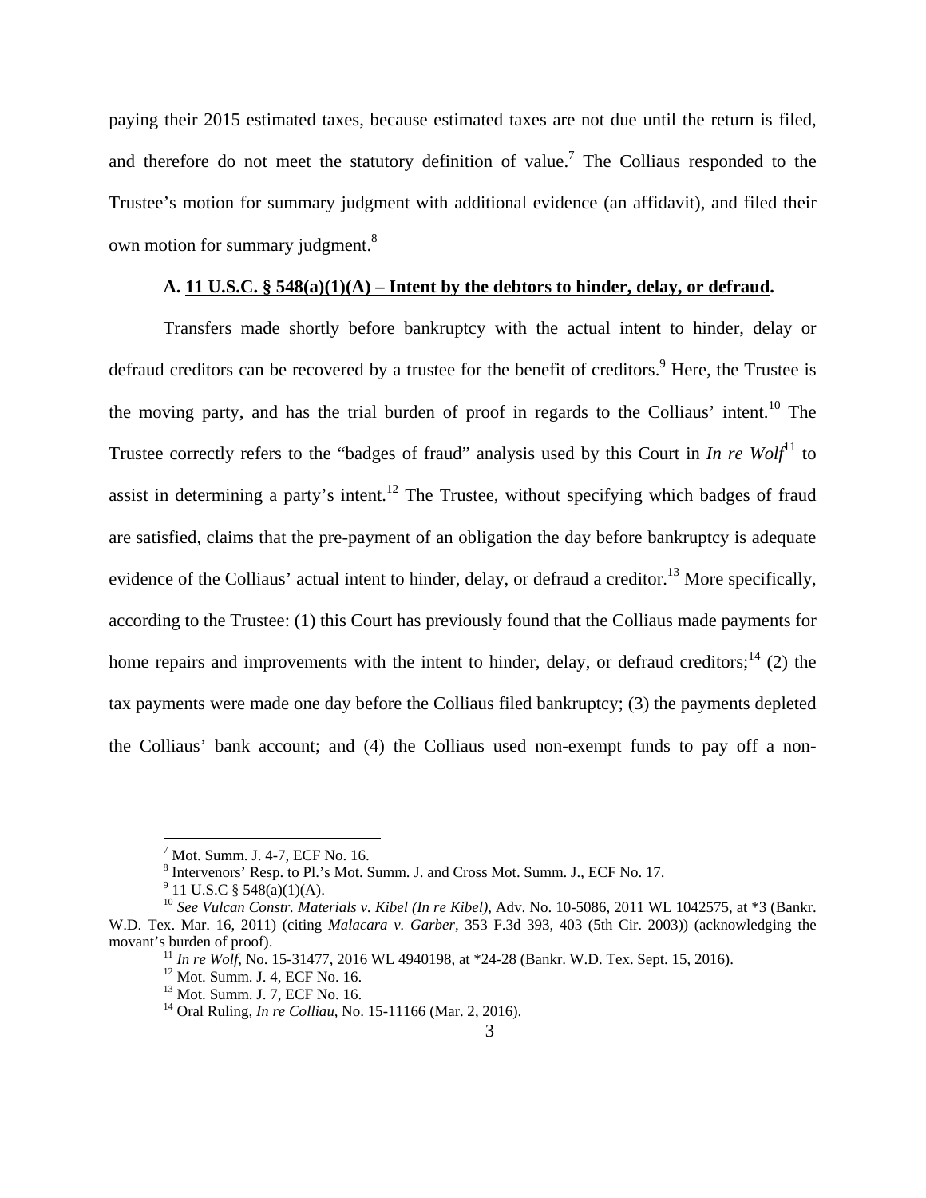paying their 2015 estimated taxes, because estimated taxes are not due until the return is filed, and therefore do not meet the statutory definition of value.[7] The Colliaus responded to the Trustee's motion for summary judgment with additional evidence (an affidavit), and filed their own motion for summary judgment.[8]

**A. <u>11 U.S.C. § 548(a)(1)(A) – Intent by the debtors to hinder, delay, or defraud</u>.**

Transfers made shortly before bankruptcy with the actual intent to hinder, delay or defraud creditors can be recovered by a trustee for the benefit of creditors.[9] Here, the Trustee is the moving party, and has the trial burden of proof in regards to the Colliaus' intent.[10] The Trustee correctly refers to the "badges of fraud" analysis used by this Court in *In re Wolf*[11] to assist in determining a party's intent.[12] The Trustee, without specifying which badges of fraud are satisfied, claims that the pre-payment of an obligation the day before bankruptcy is adequate evidence of the Colliaus' actual intent to hinder, delay, or defraud a creditor.[13] More specifically, according to the Trustee: (1) this Court has previously found that the Colliaus made payments for home repairs and improvements with the intent to hinder, delay, or defraud creditors;[14] (2) the tax payments were made one day before the Colliaus filed bankruptcy; (3) the payments depleted the Colliaus' bank account; and (4) the Colliaus used non-exempt funds to pay off a non-

---

[7] Mot. Summ. J. 4-7, ECF No. 16.

[8] Intervenors' Resp. to Pl.'s Mot. Summ. J. and Cross Mot. Summ. J., ECF No. 17.

[9] 11 U.S.C § 548(a)(1)(A).

[10] *See Vulcan Constr. Materials v. Kibel (In re Kibel)*, Adv. No. 10-5086, 2011 WL 1042575, at *3 (Bankr. W.D. Tex. Mar. 16, 2011) (citing *Malacara v. Garber*, 353 F.3d 393, 403 (5th Cir. 2003)) (acknowledging the movant's burden of proof).

[11] *In re Wolf*, No. 15-31477, 2016 WL 4940198, at *24-28 (Bankr. W.D. Tex. Sept. 15, 2016).

[12] Mot. Summ. J. 4, ECF No. 16.

[13] Mot. Summ. J. 7, ECF No. 16.

[14] Oral Ruling, *In re Colliau*, No. 15-11166 (Mar. 2, 2016).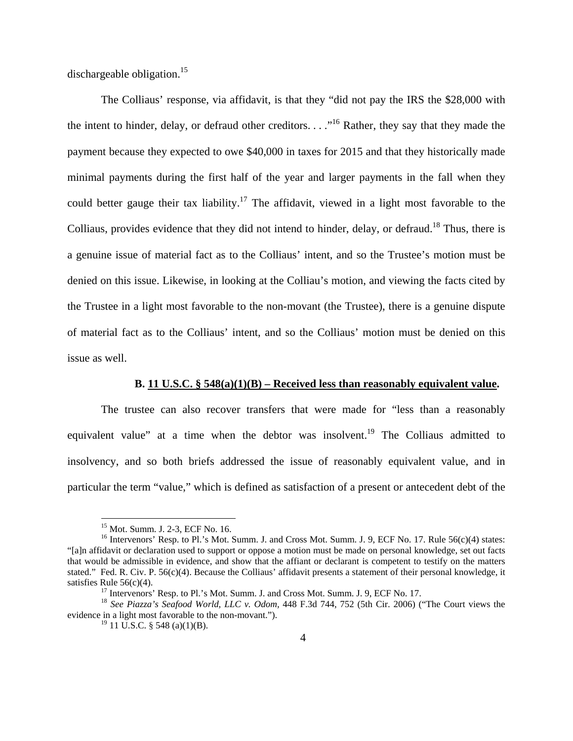dischargeable obligation.[15]

The Colliaus' response, via affidavit, is that they "did not pay the IRS the $28,000 with the intent to hinder, delay, or defraud other creditors. . . ."[16] Rather, they say that they made the payment because they expected to owe $40,000 in taxes for 2015 and that they historically made minimal payments during the first half of the year and larger payments in the fall when they could better gauge their tax liability.[17] The affidavit, viewed in a light most favorable to the Colliaus, provides evidence that they did not intend to hinder, delay, or defraud.[18] Thus, there is a genuine issue of material fact as to the Colliaus' intent, and so the Trustee's motion must be denied on this issue. Likewise, in looking at the Colliau's motion, and viewing the facts cited by the Trustee in a light most favorable to the non-movant (the Trustee), there is a genuine dispute of material fact as to the Colliaus' intent, and so the Colliaus' motion must be denied on this issue as well.

**B. <u>11 U.S.C. § 548(a)(1)(B) – Received less than reasonably equivalent value</u>.**

The trustee can also recover transfers that were made for "less than a reasonably equivalent value" at a time when the debtor was insolvent.[19] The Colliaus admitted to insolvency, and so both briefs addressed the issue of reasonably equivalent value, and in particular the term "value," which is defined as satisfaction of a present or antecedent debt of the

---

[15] Mot. Summ. J. 2-3, ECF No. 16.

[16] Intervenors' Resp. to Pl.'s Mot. Summ. J. and Cross Mot. Summ. J. 9, ECF No. 17. Rule 56(c)(4) states: "[a]n affidavit or declaration used to support or oppose a motion must be made on personal knowledge, set out facts that would be admissible in evidence, and show that the affiant or declarant is competent to testify on the matters stated." Fed. R. Civ. P. 56(c)(4). Because the Colliaus' affidavit presents a statement of their personal knowledge, it satisfies Rule 56(c)(4).

[17] Intervenors' Resp. to Pl.'s Mot. Summ. J. and Cross Mot. Summ. J. 9, ECF No. 17.

[18] *See Piazza's Seafood World, LLC v. Odom*, 448 F.3d 744, 752 (5th Cir. 2006) ("The Court views the evidence in a light most favorable to the non-movant.").

[19] 11 U.S.C. § 548 (a)(1)(B).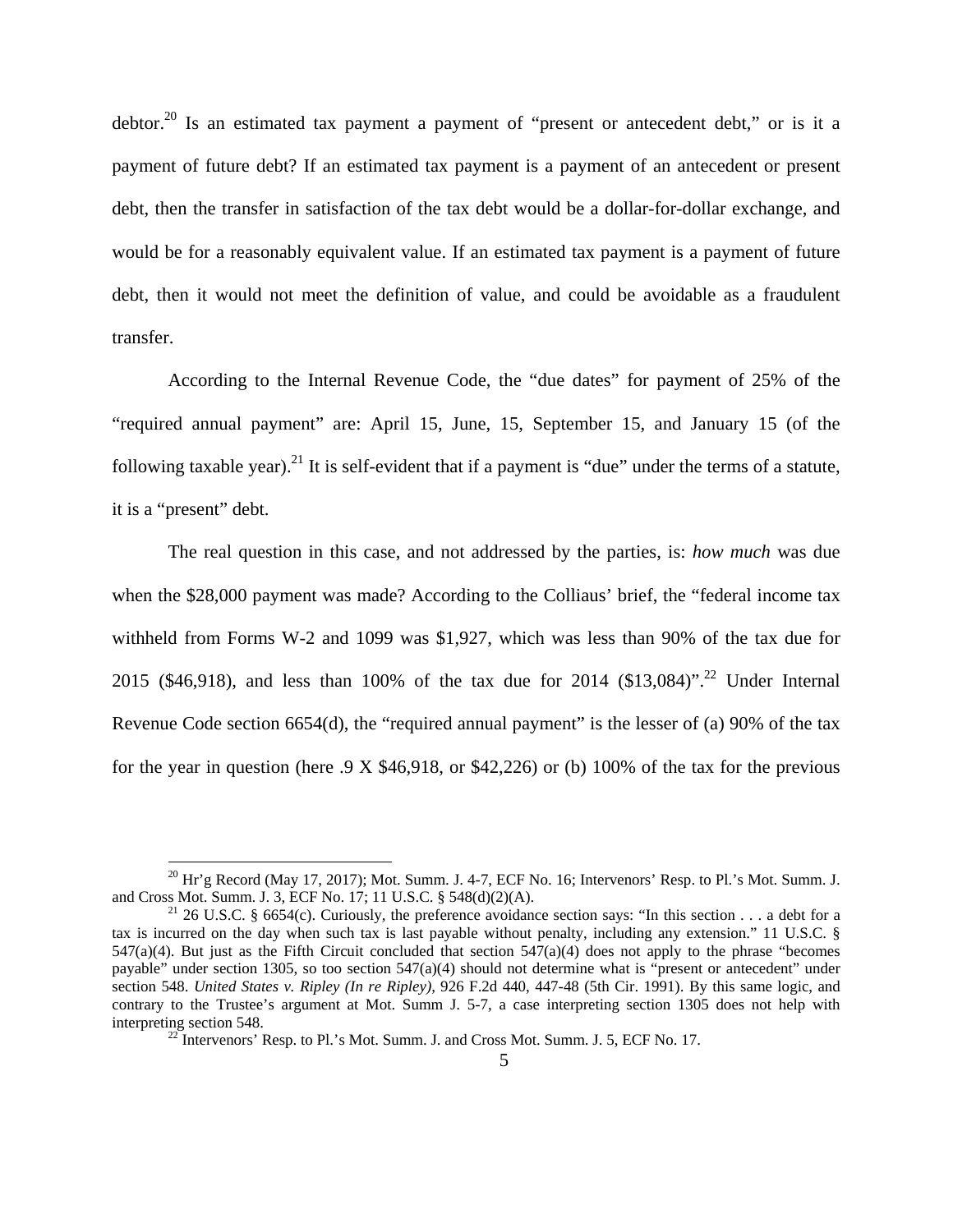debtor.[20] Is an estimated tax payment a payment of "present or antecedent debt," or is it a payment of future debt? If an estimated tax payment is a payment of an antecedent or present debt, then the transfer in satisfaction of the tax debt would be a dollar-for-dollar exchange, and would be for a reasonably equivalent value. If an estimated tax payment is a payment of future debt, then it would not meet the definition of value, and could be avoidable as a fraudulent transfer.

According to the Internal Revenue Code, the "due dates" for payment of 25% of the "required annual payment" are: April 15, June, 15, September 15, and January 15 (of the following taxable year).[21] It is self-evident that if a payment is "due" under the terms of a statute, it is a "present" debt.

The real question in this case, and not addressed by the parties, is: *how much* was due when the $28,000 payment was made? According to the Colliaus' brief, the "federal income tax withheld from Forms W-2 and 1099 was $1,927, which was less than 90% of the tax due for 2015 ($46,918), and less than 100% of the tax due for 2014 ($13,084)".[22] Under Internal Revenue Code section 6654(d), the "required annual payment" is the lesser of (a) 90% of the tax for the year in question (here .9 X $46,918, or $42,226) or (b) 100% of the tax for the previous

---

[20] Hr'g Record (May 17, 2017); Mot. Summ. J. 4-7, ECF No. 16; Intervenors' Resp. to Pl.'s Mot. Summ. J. and Cross Mot. Summ. J. 3, ECF No. 17; 11 U.S.C. § 548(d)(2)(A).

[21] 26 U.S.C. § 6654(c). Curiously, the preference avoidance section says: "In this section . . . a debt for a tax is incurred on the day when such tax is last payable without penalty, including any extension." 11 U.S.C. § 547(a)(4). But just as the Fifth Circuit concluded that section 547(a)(4) does not apply to the phrase "becomes payable" under section 1305, so too section 547(a)(4) should not determine what is "present or antecedent" under section 548. *United States v. Ripley (In re Ripley),* 926 F.2d 440, 447-48 (5th Cir. 1991). By this same logic, and contrary to the Trustee's argument at Mot. Summ J. 5-7, a case interpreting section 1305 does not help with interpreting section 548.

[22] Intervenors' Resp. to Pl.'s Mot. Summ. J. and Cross Mot. Summ. J. 5, ECF No. 17.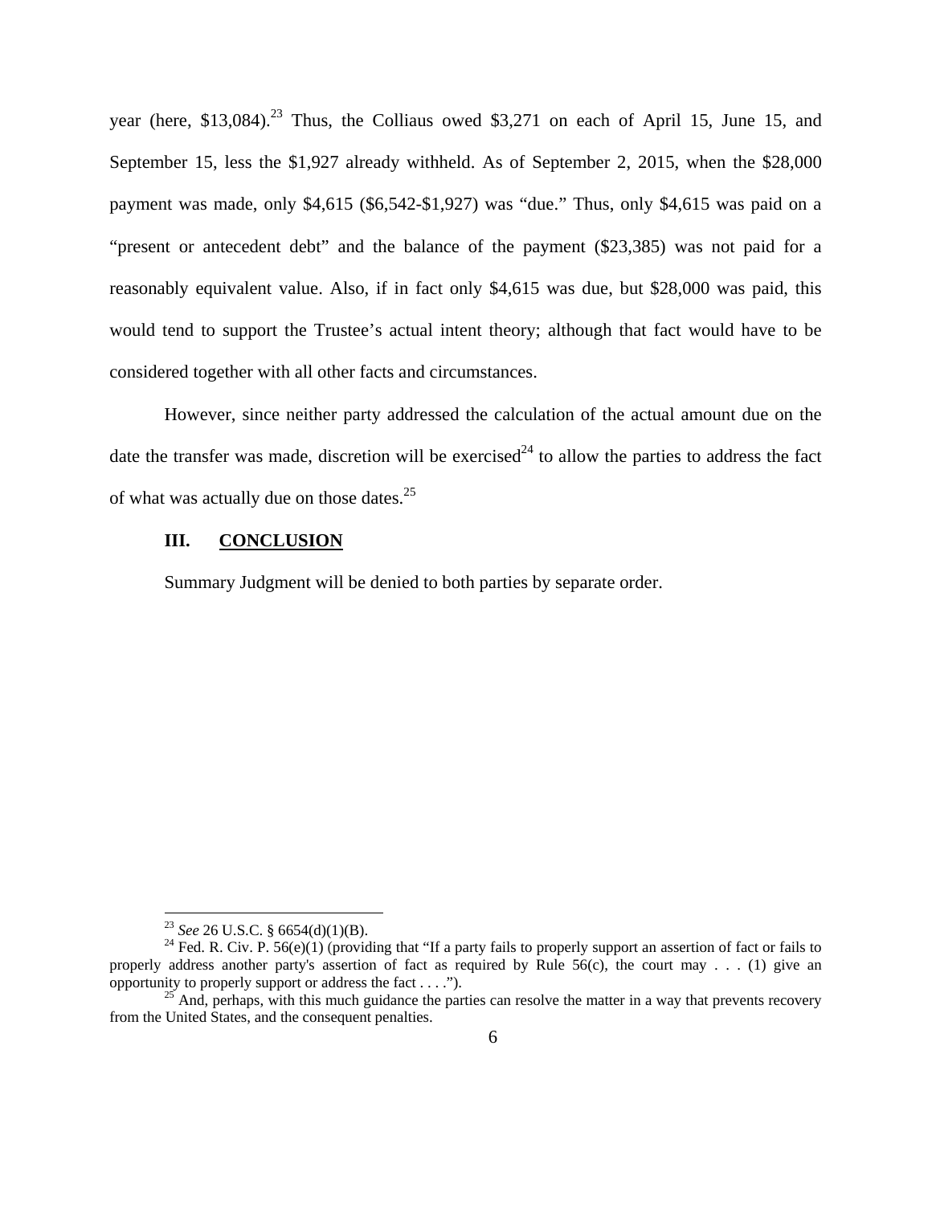year (here, $13,084).[23] Thus, the Colliaus owed $3,271 on each of April 15, June 15, and September 15, less the $1,927 already withheld. As of September 2, 2015, when the $28,000 payment was made, only $4,615 ($6,542-$1,927) was "due." Thus, only $4,615 was paid on a "present or antecedent debt" and the balance of the payment ($23,385) was not paid for a reasonably equivalent value. Also, if in fact only $4,615 was due, but $28,000 was paid, this would tend to support the Trustee's actual intent theory; although that fact would have to be considered together with all other facts and circumstances.

However, since neither party addressed the calculation of the actual amount due on the date the transfer was made, discretion will be exercised[24] to allow the parties to address the fact of what was actually due on those dates.[25]

## III. CONCLUSION

Summary Judgment will be denied to both parties by separate order.

---

[23] *See* 26 U.S.C. § 6654(d)(1)(B).

[24] Fed. R. Civ. P. 56(e)(1) (providing that "If a party fails to properly support an assertion of fact or fails to properly address another party's assertion of fact as required by Rule 56(c), the court may . . . (1) give an opportunity to properly support or address the fact . . . .").

[25] And, perhaps, with this much guidance the parties can resolve the matter in a way that prevents recovery from the United States, and the consequent penalties.